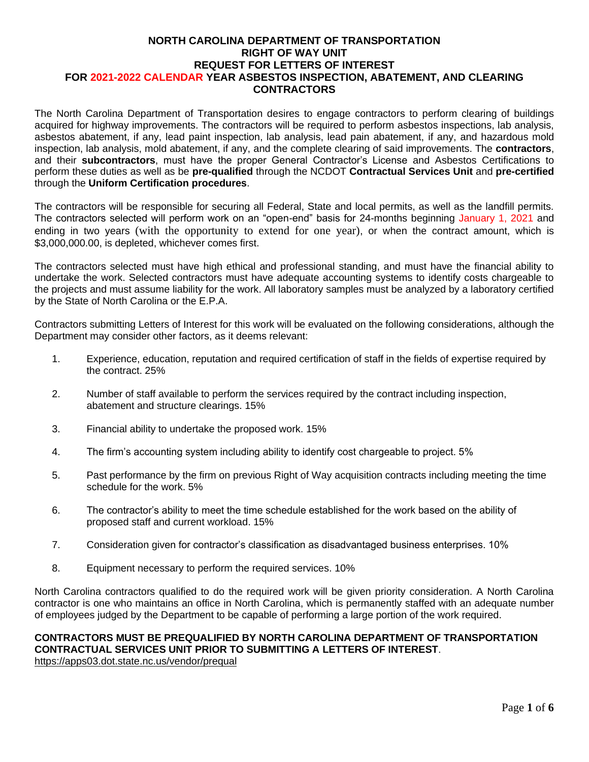# NORTH CAROLINA DEPARTMENT OF TRANSPORTATION
## RIGHT OF WAY UNIT
## REQUEST FOR LETTERS OF INTEREST
## FOR 2021-2022 CALENDAR YEAR ASBESTOS INSPECTION, ABATEMENT, AND CLEARING CONTRACTORS

The North Carolina Department of Transportation desires to engage contractors to perform clearing of buildings acquired for highway improvements. The contractors will be required to perform asbestos inspections, lab analysis, asbestos abatement, if any, lead paint inspection, lab analysis, lead pain abatement, if any, and hazardous mold inspection, lab analysis, mold abatement, if any, and the complete clearing of said improvements. The **contractors**, and their **subcontractors**, must have the proper General Contractor's License and Asbestos Certifications to perform these duties as well as be **pre-qualified** through the NCDOT **Contractual Services Unit** and **pre-certified** through the **Uniform Certification procedures**.

The contractors will be responsible for securing all Federal, State and local permits, as well as the landfill permits. The contractors selected will perform work on an "open-end" basis for 24-months beginning January 1, 2021 and ending in two years (with the opportunity to extend for one year), or when the contract amount, which is $3,000,000.00, is depleted, whichever comes first.

The contractors selected must have high ethical and professional standing, and must have the financial ability to undertake the work. Selected contractors must have adequate accounting systems to identify costs chargeable to the projects and must assume liability for the work. All laboratory samples must be analyzed by a laboratory certified by the State of North Carolina or the E.P.A.

Contractors submitting Letters of Interest for this work will be evaluated on the following considerations, although the Department may consider other factors, as it deems relevant:

1. Experience, education, reputation and required certification of staff in the fields of expertise required by the contract. 25%
2. Number of staff available to perform the services required by the contract including inspection, abatement and structure clearings. 15%
3. Financial ability to undertake the proposed work. 15%
4. The firm's accounting system including ability to identify cost chargeable to project. 5%
5. Past performance by the firm on previous Right of Way acquisition contracts including meeting the time schedule for the work. 5%
6. The contractor's ability to meet the time schedule established for the work based on the ability of proposed staff and current workload. 15%
7. Consideration given for contractor's classification as disadvantaged business enterprises. 10%
8. Equipment necessary to perform the required services. 10%

North Carolina contractors qualified to do the required work will be given priority consideration. A North Carolina contractor is one who maintains an office in North Carolina, which is permanently staffed with an adequate number of employees judged by the Department to be capable of performing a large portion of the work required.

**CONTRACTORS MUST BE PREQUALIFIED BY NORTH CAROLINA DEPARTMENT OF TRANSPORTATION CONTRACTUAL SERVICES UNIT PRIOR TO SUBMITTING A LETTERS OF INTEREST**.
https://apps03.dot.state.nc.us/vendor/prequal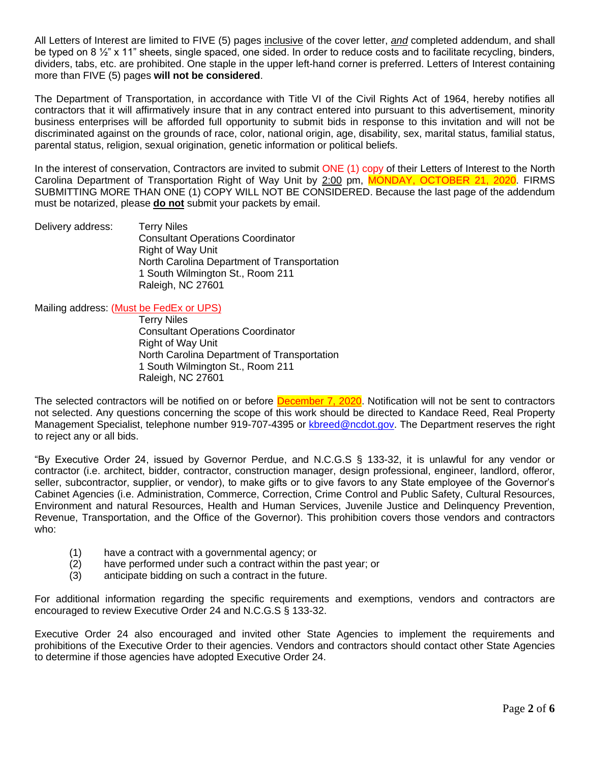All Letters of Interest are limited to FIVE (5) pages inclusive of the cover letter, *and* completed addendum, and shall be typed on 8 ½" x 11" sheets, single spaced, one sided. In order to reduce costs and to facilitate recycling, binders, dividers, tabs, etc. are prohibited. One staple in the upper left-hand corner is preferred. Letters of Interest containing more than FIVE (5) pages **will not be considered**.

The Department of Transportation, in accordance with Title VI of the Civil Rights Act of 1964, hereby notifies all contractors that it will affirmatively insure that in any contract entered into pursuant to this advertisement, minority business enterprises will be afforded full opportunity to submit bids in response to this invitation and will not be discriminated against on the grounds of race, color, national origin, age, disability, sex, marital status, familial status, parental status, religion, sexual origination, genetic information or political beliefs.

In the interest of conservation, Contractors are invited to submit ONE (1) copy of their Letters of Interest to the North Carolina Department of Transportation Right of Way Unit by 2:00 pm, MONDAY, OCTOBER 21, 2020. FIRMS SUBMITTING MORE THAN ONE (1) COPY WILL NOT BE CONSIDERED. Because the last page of the addendum must be notarized, please **do not** submit your packets by email.

Delivery address:
Terry Niles
Consultant Operations Coordinator
Right of Way Unit
North Carolina Department of Transportation
1 South Wilmington St., Room 211
Raleigh, NC 27601

Mailing address: (Must be FedEx or UPS)
Terry Niles
Consultant Operations Coordinator
Right of Way Unit
North Carolina Department of Transportation
1 South Wilmington St., Room 211
Raleigh, NC 27601

The selected contractors will be notified on or before December 7, 2020. Notification will not be sent to contractors not selected. Any questions concerning the scope of this work should be directed to Kandace Reed, Real Property Management Specialist, telephone number 919-707-4395 or kbreed@ncdot.gov. The Department reserves the right to reject any or all bids.

"By Executive Order 24, issued by Governor Perdue, and N.C.G.S § 133-32, it is unlawful for any vendor or contractor (i.e. architect, bidder, contractor, construction manager, design professional, engineer, landlord, offeror, seller, subcontractor, supplier, or vendor), to make gifts or to give favors to any State employee of the Governor's Cabinet Agencies (i.e. Administration, Commerce, Correction, Crime Control and Public Safety, Cultural Resources, Environment and natural Resources, Health and Human Services, Juvenile Justice and Delinquency Prevention, Revenue, Transportation, and the Office of the Governor). This prohibition covers those vendors and contractors who:

(1) have a contract with a governmental agency; or
(2) have performed under such a contract within the past year; or
(3) anticipate bidding on such a contract in the future.

For additional information regarding the specific requirements and exemptions, vendors and contractors are encouraged to review Executive Order 24 and N.C.G.S § 133-32.

Executive Order 24 also encouraged and invited other State Agencies to implement the requirements and prohibitions of the Executive Order to their agencies. Vendors and contractors should contact other State Agencies to determine if those agencies have adopted Executive Order 24.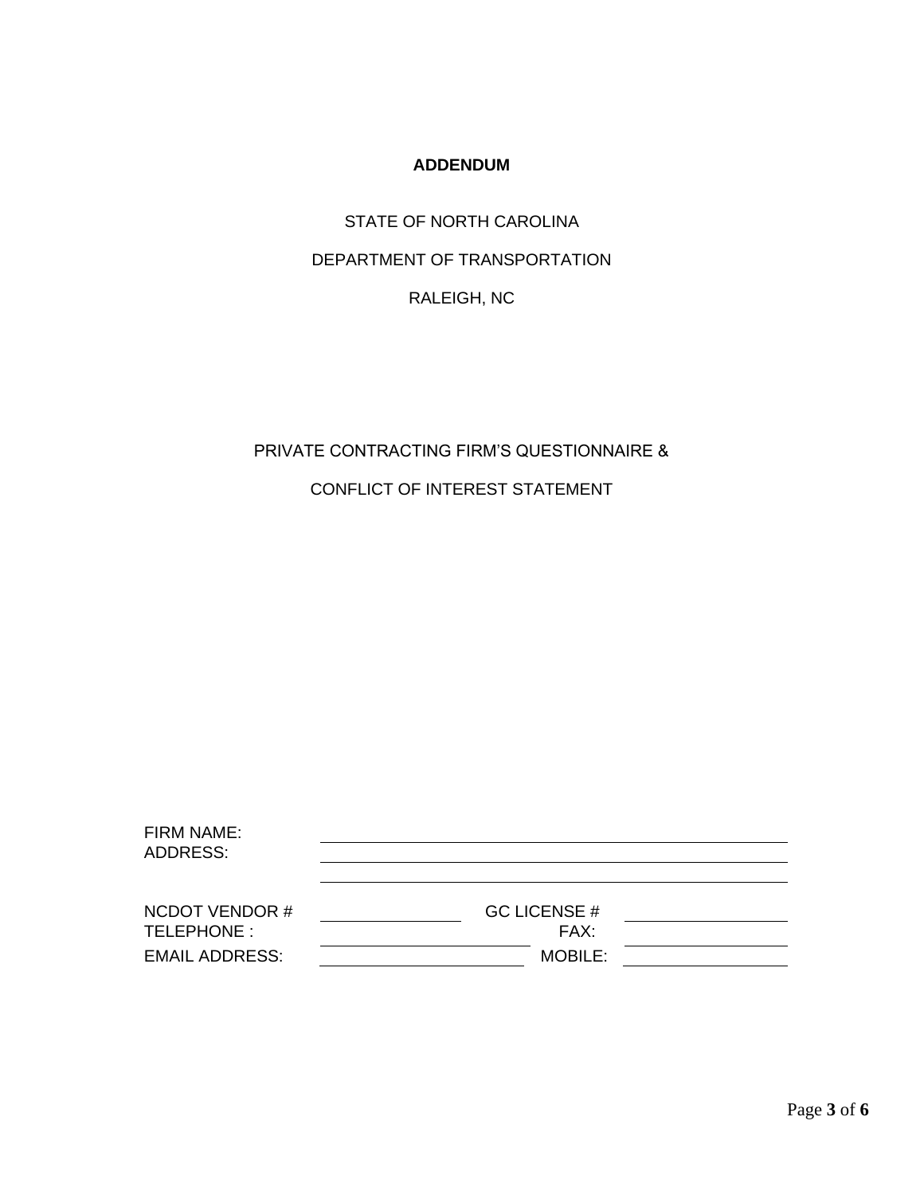**ADDENDUM**

STATE OF NORTH CAROLINA

DEPARTMENT OF TRANSPORTATION

RALEIGH, NC

PRIVATE CONTRACTING FIRM'S QUESTIONNAIRE &

CONFLICT OF INTEREST STATEMENT

FIRM NAME: ______________________________________________

ADDRESS: ______________________________________________

______________________________________________

NCDOT VENDOR # ______________ GC LICENSE # ______________

TELEPHONE : ______________ FAX: ______________

EMAIL ADDRESS: ______________ MOBILE: ______________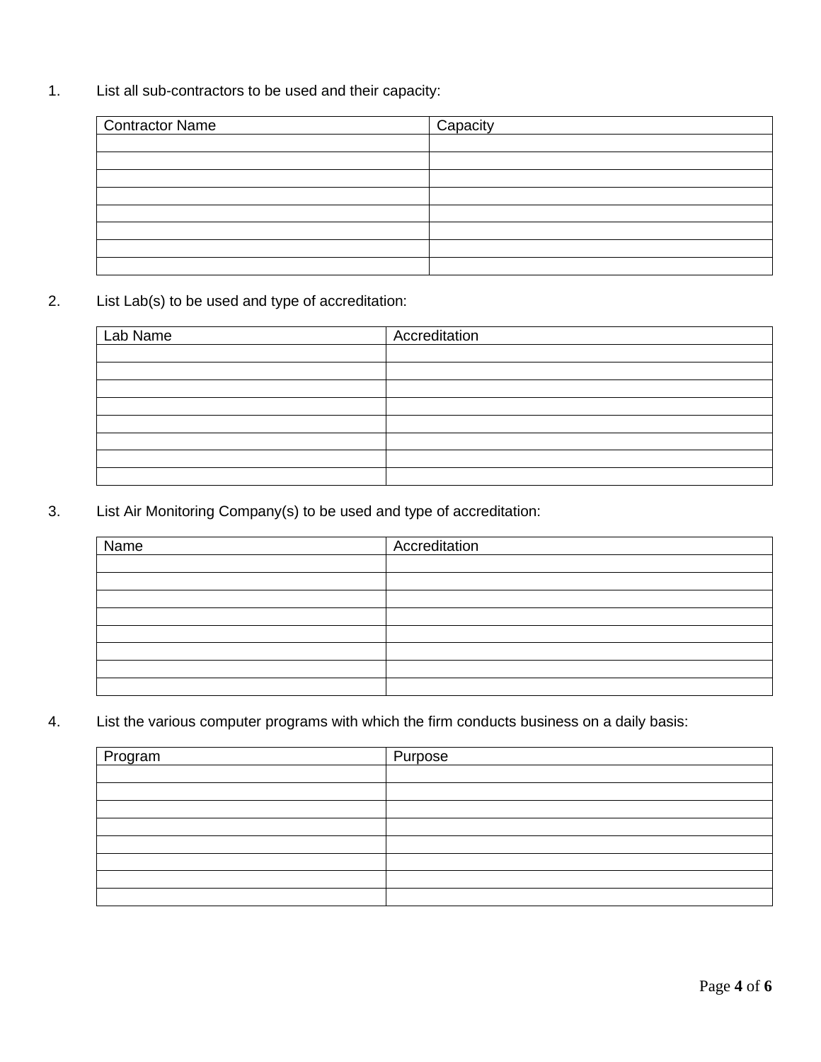1. List all sub-contractors to be used and their capacity:

| Contractor Name | Capacity |
| --- | --- |
| | |
| | |
| | |
| | |
| | |
| | |
| | |
| | |

2. List Lab(s) to be used and type of accreditation:

| Lab Name | Accreditation |
| --- | --- |
| | |
| | |
| | |
| | |
| | |
| | |
| | |
| | |

3. List Air Monitoring Company(s) to be used and type of accreditation:

| Name | Accreditation |
| --- | --- |
| | |
| | |
| | |
| | |
| | |
| | |
| | |
| | |

4. List the various computer programs with which the firm conducts business on a daily basis:

| Program | Purpose |
| --- | --- |
| | |
| | |
| | |
| | |
| | |
| | |
| | |
| | |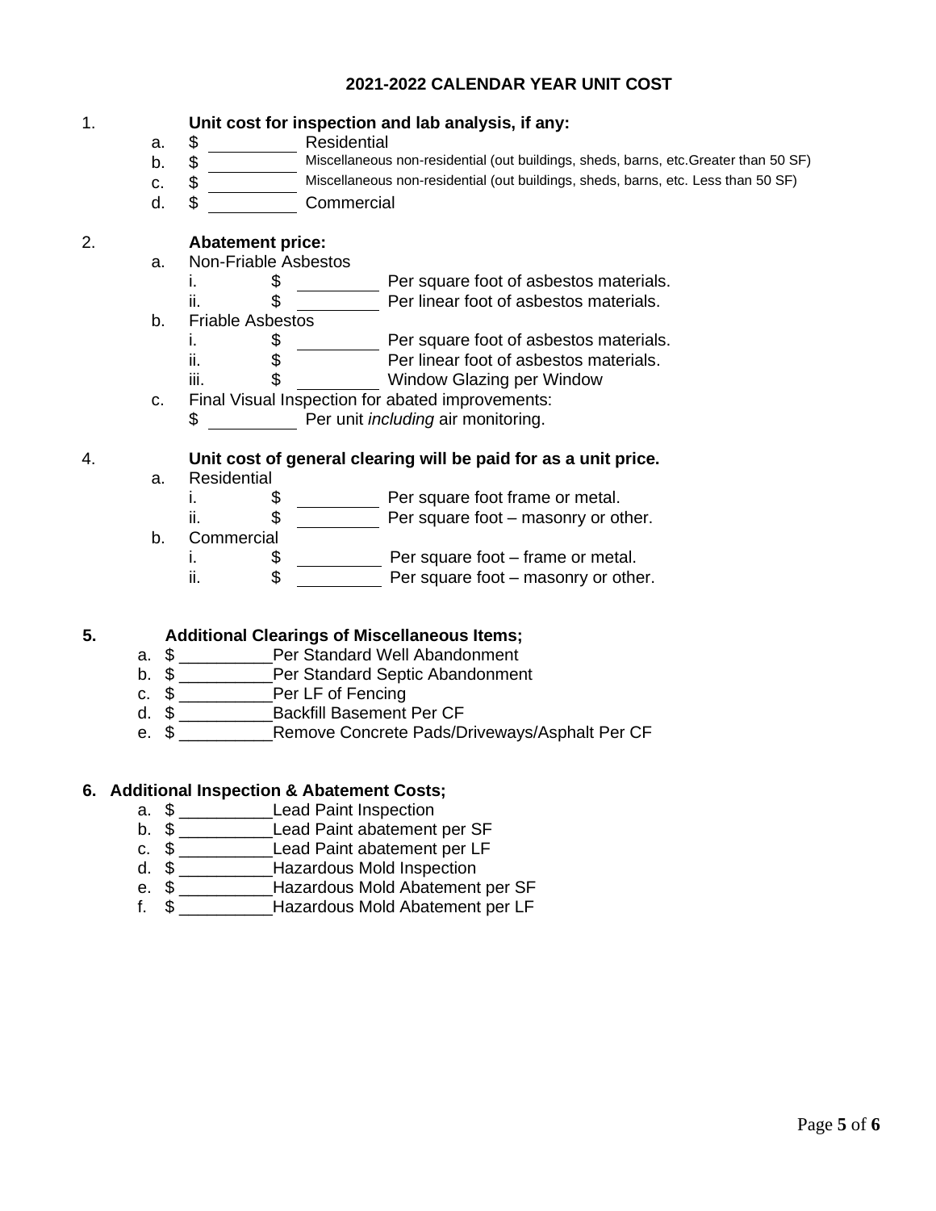**2021-2022 CALENDAR YEAR UNIT COST**

1. **Unit cost for inspection and lab analysis, if any:**
   a. $ __________ Residential
   b. $ __________ Miscellaneous non-residential (out buildings, sheds, barns, etc.Greater than 50 SF)
   c. $ __________ Miscellaneous non-residential (out buildings, sheds, barns, etc. Less than 50 SF)
   d. $ __________ Commercial

2. **Abatement price:**
   a. Non-Friable Asbestos
      i. $ __________ Per square foot of asbestos materials.
      ii. $ __________ Per linear foot of asbestos materials.
   b. Friable Asbestos
      i. $ __________ Per square foot of asbestos materials.
      ii. $ __________ Per linear foot of asbestos materials.
      iii. $ __________ Window Glazing per Window
   c. Final Visual Inspection for abated improvements:
      $ __________ Per unit *including* air monitoring.

4. **Unit cost of general clearing will be paid for as a unit price.**
   a. Residential
      i. $ __________ Per square foot frame or metal.
      ii. $ __________ Per square foot – masonry or other.
   b. Commercial
      i. $ __________ Per square foot – frame or metal.
      ii. $ __________ Per square foot – masonry or other.

**5. Additional Clearings of Miscellaneous Items;**
   a. $ __________Per Standard Well Abandonment
   b. $ __________Per Standard Septic Abandonment
   c. $ __________Per LF of Fencing
   d. $ __________Backfill Basement Per CF
   e. $ __________Remove Concrete Pads/Driveways/Asphalt Per CF

**6. Additional Inspection & Abatement Costs;**
   a. $ __________Lead Paint Inspection
   b. $ __________Lead Paint abatement per SF
   c. $ __________Lead Paint abatement per LF
   d. $ __________Hazardous Mold Inspection
   e. $ __________Hazardous Mold Abatement per SF
   f. $ __________Hazardous Mold Abatement per LF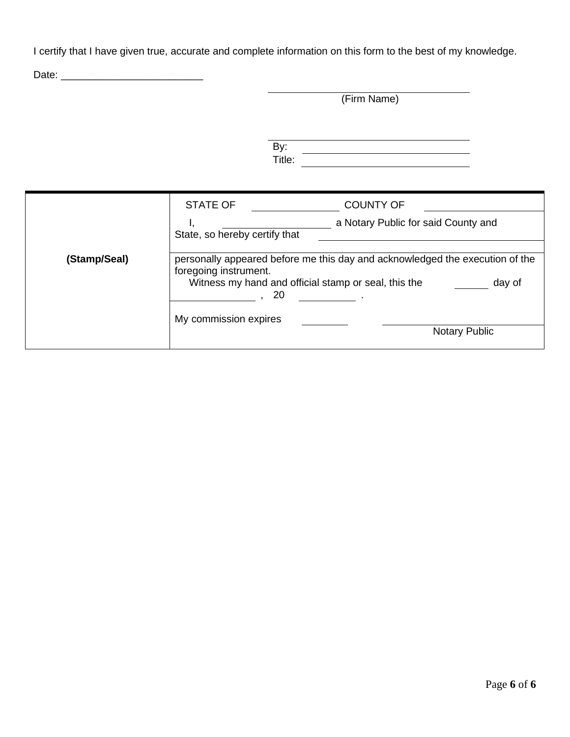I certify that I have given true, accurate and complete information on this form to the best of my knowledge.

Date: _________________________

\_\_\_\_\_\_\_\_\_\_\_\_\_\_\_\_\_\_\_\_\_\_\_\_\_\_\_\_\_\_\_\_\_\_\_\_

(Firm Name)

\_\_\_\_\_\_\_\_\_\_\_\_\_\_\_\_\_\_\_\_\_\_\_\_\_\_\_\_\_\_\_\_\_\_\_\_

By: ______________________________

Title: ______________________________

| | |
|---|---|
| **(Stamp/Seal)** | STATE OF ______________ COUNTY OF ______________<br><br>I, ____________________ a Notary Public for said County and State, so hereby certify that ______________________________<br><br>personally appeared before me this day and acknowledged the execution of the foregoing instrument.<br>Witness my hand and official stamp or seal, this the ______ day of ______________ , 20 __________ .<br><br>My commission expires ________ ______________________<br>Notary Public |